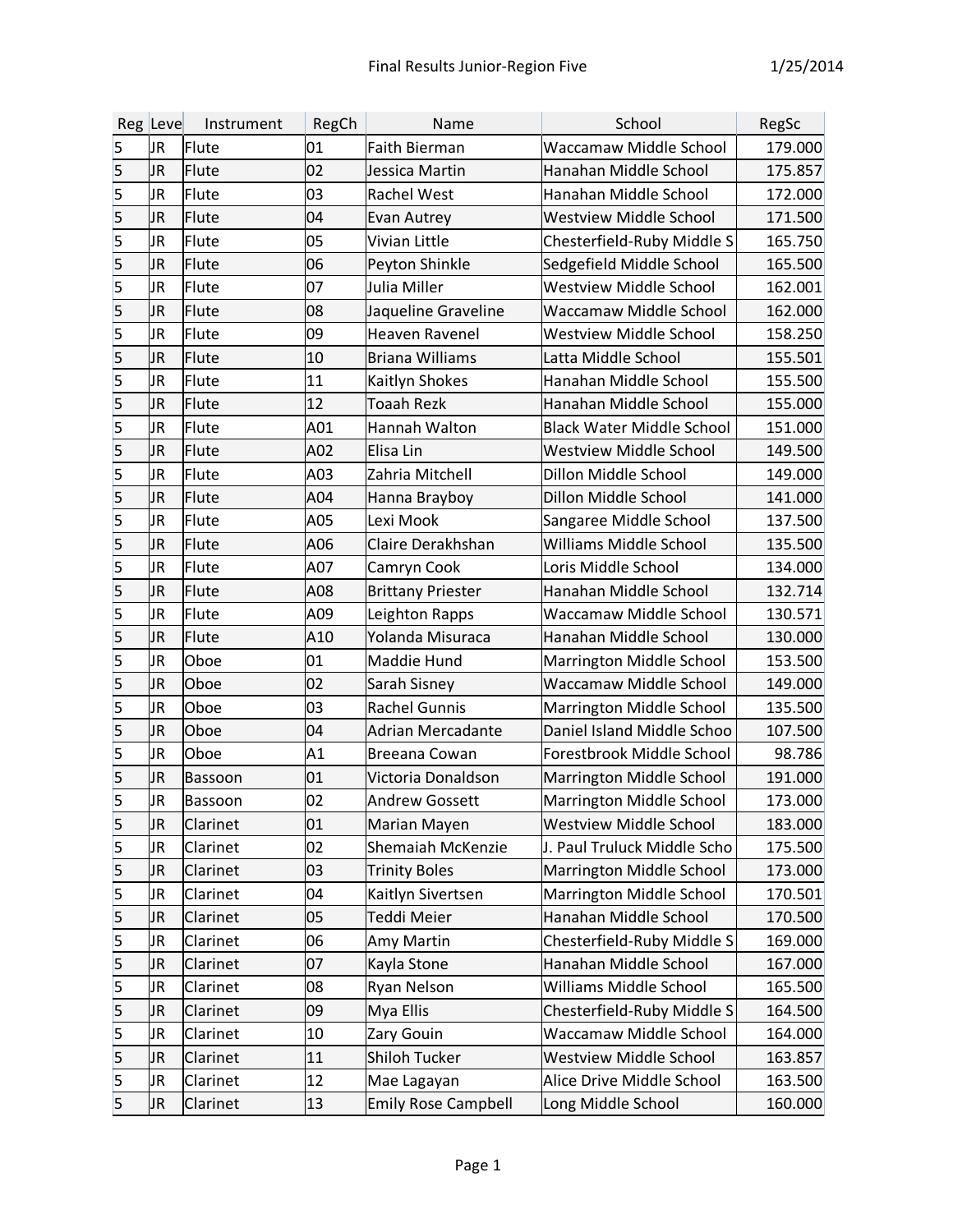# Final Results Junior-Region Five

1/25/2014

| Reg | Leve | Instrument | RegCh | Name | School | RegSc |
|---|---|---|---|---|---|---|
| 5 | JR | Flute | 01 | Faith Bierman | Waccamaw Middle School | 179.000 |
| 5 | JR | Flute | 02 | Jessica Martin | Hanahan Middle School | 175.857 |
| 5 | JR | Flute | 03 | Rachel West | Hanahan Middle School | 172.000 |
| 5 | JR | Flute | 04 | Evan Autrey | Westview Middle School | 171.500 |
| 5 | JR | Flute | 05 | Vivian Little | Chesterfield-Ruby Middle S | 165.750 |
| 5 | JR | Flute | 06 | Peyton Shinkle | Sedgefield Middle School | 165.500 |
| 5 | JR | Flute | 07 | Julia Miller | Westview Middle School | 162.001 |
| 5 | JR | Flute | 08 | Jaqueline Graveline | Waccamaw Middle School | 162.000 |
| 5 | JR | Flute | 09 | Heaven Ravenel | Westview Middle School | 158.250 |
| 5 | JR | Flute | 10 | Briana Williams | Latta Middle School | 155.501 |
| 5 | JR | Flute | 11 | Kaitlyn Shokes | Hanahan Middle School | 155.500 |
| 5 | JR | Flute | 12 | Toaah Rezk | Hanahan Middle School | 155.000 |
| 5 | JR | Flute | A01 | Hannah Walton | Black Water Middle School | 151.000 |
| 5 | JR | Flute | A02 | Elisa Lin | Westview Middle School | 149.500 |
| 5 | JR | Flute | A03 | Zahria Mitchell | Dillon Middle School | 149.000 |
| 5 | JR | Flute | A04 | Hanna Brayboy | Dillon Middle School | 141.000 |
| 5 | JR | Flute | A05 | Lexi Mook | Sangaree Middle School | 137.500 |
| 5 | JR | Flute | A06 | Claire Derakhshan | Williams Middle School | 135.500 |
| 5 | JR | Flute | A07 | Camryn Cook | Loris Middle School | 134.000 |
| 5 | JR | Flute | A08 | Brittany Priester | Hanahan Middle School | 132.714 |
| 5 | JR | Flute | A09 | Leighton Rapps | Waccamaw Middle School | 130.571 |
| 5 | JR | Flute | A10 | Yolanda Misuraca | Hanahan Middle School | 130.000 |
| 5 | JR | Oboe | 01 | Maddie Hund | Marrington Middle School | 153.500 |
| 5 | JR | Oboe | 02 | Sarah Sisney | Waccamaw Middle School | 149.000 |
| 5 | JR | Oboe | 03 | Rachel Gunnis | Marrington Middle School | 135.500 |
| 5 | JR | Oboe | 04 | Adrian Mercadante | Daniel Island Middle Schoo | 107.500 |
| 5 | JR | Oboe | A1 | Breeana Cowan | Forestbrook Middle School | 98.786 |
| 5 | JR | Bassoon | 01 | Victoria Donaldson | Marrington Middle School | 191.000 |
| 5 | JR | Bassoon | 02 | Andrew Gossett | Marrington Middle School | 173.000 |
| 5 | JR | Clarinet | 01 | Marian Mayen | Westview Middle School | 183.000 |
| 5 | JR | Clarinet | 02 | Shemaiah McKenzie | J. Paul Truluck Middle Scho | 175.500 |
| 5 | JR | Clarinet | 03 | Trinity Boles | Marrington Middle School | 173.000 |
| 5 | JR | Clarinet | 04 | Kaitlyn Sivertsen | Marrington Middle School | 170.501 |
| 5 | JR | Clarinet | 05 | Teddi Meier | Hanahan Middle School | 170.500 |
| 5 | JR | Clarinet | 06 | Amy Martin | Chesterfield-Ruby Middle S | 169.000 |
| 5 | JR | Clarinet | 07 | Kayla Stone | Hanahan Middle School | 167.000 |
| 5 | JR | Clarinet | 08 | Ryan Nelson | Williams Middle School | 165.500 |
| 5 | JR | Clarinet | 09 | Mya Ellis | Chesterfield-Ruby Middle S | 164.500 |
| 5 | JR | Clarinet | 10 | Zary Gouin | Waccamaw Middle School | 164.000 |
| 5 | JR | Clarinet | 11 | Shiloh Tucker | Westview Middle School | 163.857 |
| 5 | JR | Clarinet | 12 | Mae Lagayan | Alice Drive Middle School | 163.500 |
| 5 | JR | Clarinet | 13 | Emily Rose Campbell | Long Middle School | 160.000 |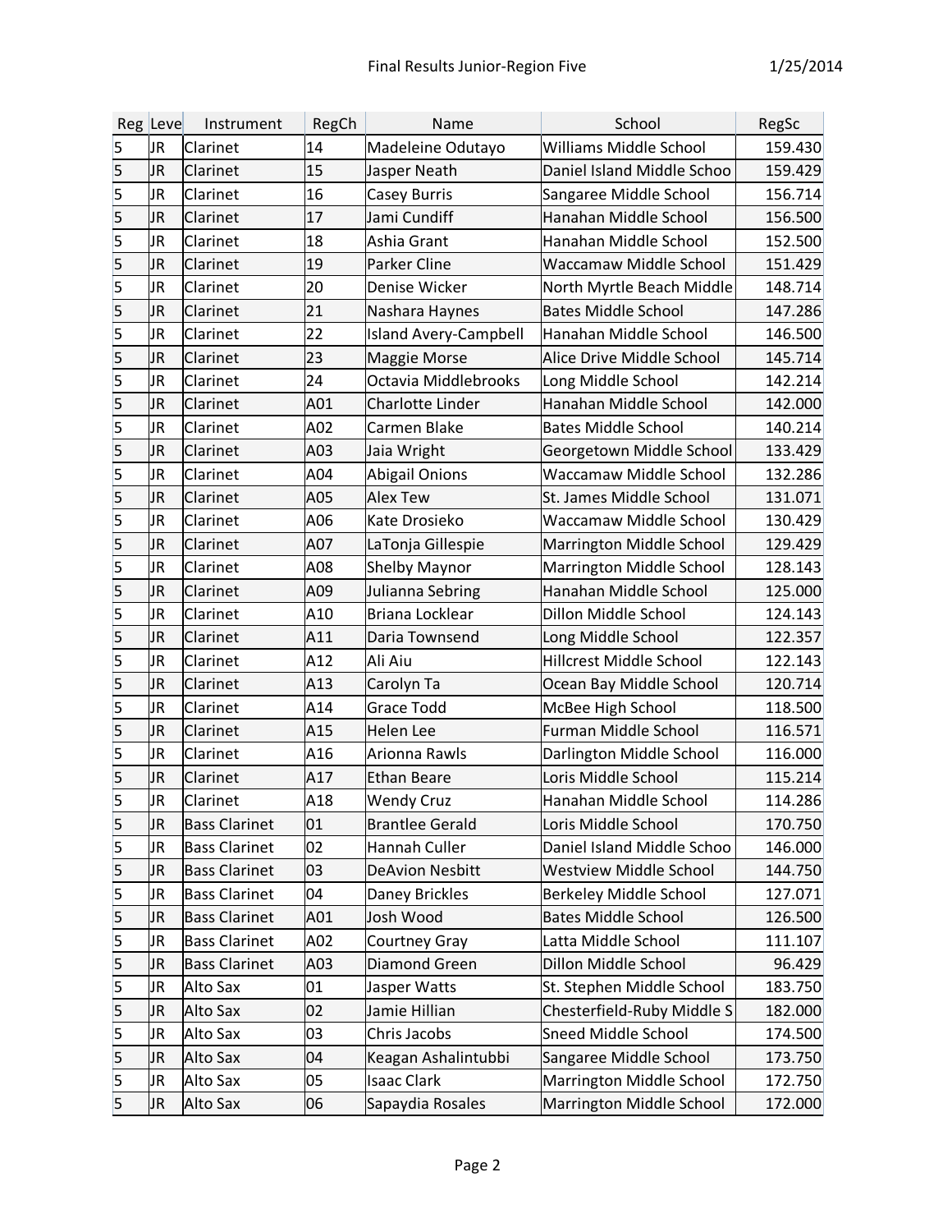| Reg | Leve | Instrument | RegCh | Name | School | RegSc |
|---|---|---|---|---|---|---|
| 5 | JR | Clarinet | 14 | Madeleine Odutayo | Williams Middle School | 159.430 |
| 5 | JR | Clarinet | 15 | Jasper Neath | Daniel Island Middle Schoo | 159.429 |
| 5 | JR | Clarinet | 16 | Casey Burris | Sangaree Middle School | 156.714 |
| 5 | JR | Clarinet | 17 | Jami Cundiff | Hanahan Middle School | 156.500 |
| 5 | JR | Clarinet | 18 | Ashia Grant | Hanahan Middle School | 152.500 |
| 5 | JR | Clarinet | 19 | Parker Cline | Waccamaw Middle School | 151.429 |
| 5 | JR | Clarinet | 20 | Denise Wicker | North Myrtle Beach Middle | 148.714 |
| 5 | JR | Clarinet | 21 | Nashara Haynes | Bates Middle School | 147.286 |
| 5 | JR | Clarinet | 22 | Island Avery-Campbell | Hanahan Middle School | 146.500 |
| 5 | JR | Clarinet | 23 | Maggie Morse | Alice Drive Middle School | 145.714 |
| 5 | JR | Clarinet | 24 | Octavia Middlebrooks | Long Middle School | 142.214 |
| 5 | JR | Clarinet | A01 | Charlotte Linder | Hanahan Middle School | 142.000 |
| 5 | JR | Clarinet | A02 | Carmen Blake | Bates Middle School | 140.214 |
| 5 | JR | Clarinet | A03 | Jaia Wright | Georgetown Middle School | 133.429 |
| 5 | JR | Clarinet | A04 | Abigail Onions | Waccamaw Middle School | 132.286 |
| 5 | JR | Clarinet | A05 | Alex Tew | St. James Middle School | 131.071 |
| 5 | JR | Clarinet | A06 | Kate Drosieko | Waccamaw Middle School | 130.429 |
| 5 | JR | Clarinet | A07 | LaTonja Gillespie | Marrington Middle School | 129.429 |
| 5 | JR | Clarinet | A08 | Shelby Maynor | Marrington Middle School | 128.143 |
| 5 | JR | Clarinet | A09 | Julianna Sebring | Hanahan Middle School | 125.000 |
| 5 | JR | Clarinet | A10 | Briana Locklear | Dillon Middle School | 124.143 |
| 5 | JR | Clarinet | A11 | Daria Townsend | Long Middle School | 122.357 |
| 5 | JR | Clarinet | A12 | Ali Aiu | Hillcrest Middle School | 122.143 |
| 5 | JR | Clarinet | A13 | Carolyn Ta | Ocean Bay Middle School | 120.714 |
| 5 | JR | Clarinet | A14 | Grace Todd | McBee High School | 118.500 |
| 5 | JR | Clarinet | A15 | Helen Lee | Furman Middle School | 116.571 |
| 5 | JR | Clarinet | A16 | Arionna Rawls | Darlington Middle School | 116.000 |
| 5 | JR | Clarinet | A17 | Ethan Beare | Loris Middle School | 115.214 |
| 5 | JR | Clarinet | A18 | Wendy Cruz | Hanahan Middle School | 114.286 |
| 5 | JR | Bass Clarinet | 01 | Brantlee Gerald | Loris Middle School | 170.750 |
| 5 | JR | Bass Clarinet | 02 | Hannah Culler | Daniel Island Middle Schoo | 146.000 |
| 5 | JR | Bass Clarinet | 03 | DeAvion Nesbitt | Westview Middle School | 144.750 |
| 5 | JR | Bass Clarinet | 04 | Daney Brickles | Berkeley Middle School | 127.071 |
| 5 | JR | Bass Clarinet | A01 | Josh Wood | Bates Middle School | 126.500 |
| 5 | JR | Bass Clarinet | A02 | Courtney Gray | Latta Middle School | 111.107 |
| 5 | JR | Bass Clarinet | A03 | Diamond Green | Dillon Middle School | 96.429 |
| 5 | JR | Alto Sax | 01 | Jasper Watts | St. Stephen Middle School | 183.750 |
| 5 | JR | Alto Sax | 02 | Jamie Hillian | Chesterfield-Ruby Middle S | 182.000 |
| 5 | JR | Alto Sax | 03 | Chris Jacobs | Sneed Middle School | 174.500 |
| 5 | JR | Alto Sax | 04 | Keagan Ashalintubbi | Sangaree Middle School | 173.750 |
| 5 | JR | Alto Sax | 05 | Isaac Clark | Marrington Middle School | 172.750 |
| 5 | JR | Alto Sax | 06 | Sapaydia Rosales | Marrington Middle School | 172.000 |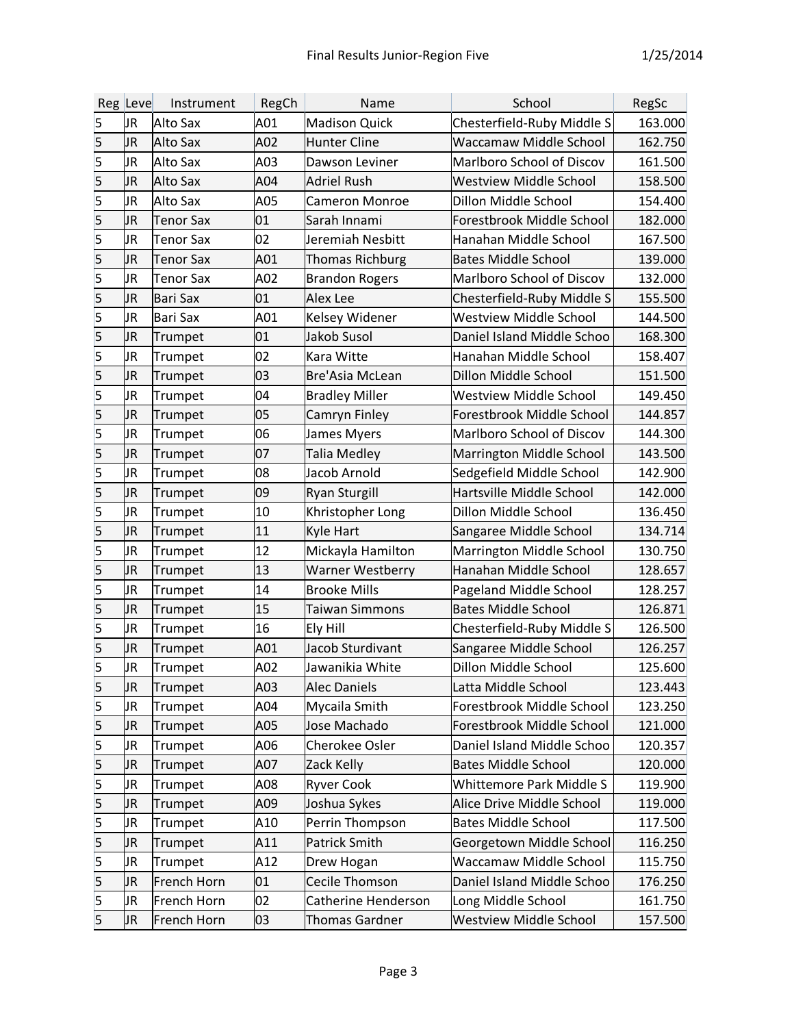| Reg | Leve | Instrument | RegCh | Name | School | RegSc |
|---|---|---|---|---|---|---|
| 5 | JR | Alto Sax | A01 | Madison Quick | Chesterfield-Ruby Middle S | 163.000 |
| 5 | JR | Alto Sax | A02 | Hunter Cline | Waccamaw Middle School | 162.750 |
| 5 | JR | Alto Sax | A03 | Dawson Leviner | Marlboro School of Discov | 161.500 |
| 5 | JR | Alto Sax | A04 | Adriel Rush | Westview Middle School | 158.500 |
| 5 | JR | Alto Sax | A05 | Cameron Monroe | Dillon Middle School | 154.400 |
| 5 | JR | Tenor Sax | 01 | Sarah Innami | Forestbrook Middle School | 182.000 |
| 5 | JR | Tenor Sax | 02 | Jeremiah Nesbitt | Hanahan Middle School | 167.500 |
| 5 | JR | Tenor Sax | A01 | Thomas Richburg | Bates Middle School | 139.000 |
| 5 | JR | Tenor Sax | A02 | Brandon Rogers | Marlboro School of Discov | 132.000 |
| 5 | JR | Bari Sax | 01 | Alex Lee | Chesterfield-Ruby Middle S | 155.500 |
| 5 | JR | Bari Sax | A01 | Kelsey Widener | Westview Middle School | 144.500 |
| 5 | JR | Trumpet | 01 | Jakob Susol | Daniel Island Middle Schoo | 168.300 |
| 5 | JR | Trumpet | 02 | Kara Witte | Hanahan Middle School | 158.407 |
| 5 | JR | Trumpet | 03 | Bre'Asia McLean | Dillon Middle School | 151.500 |
| 5 | JR | Trumpet | 04 | Bradley Miller | Westview Middle School | 149.450 |
| 5 | JR | Trumpet | 05 | Camryn Finley | Forestbrook Middle School | 144.857 |
| 5 | JR | Trumpet | 06 | James Myers | Marlboro School of Discov | 144.300 |
| 5 | JR | Trumpet | 07 | Talia Medley | Marrington Middle School | 143.500 |
| 5 | JR | Trumpet | 08 | Jacob Arnold | Sedgefield Middle School | 142.900 |
| 5 | JR | Trumpet | 09 | Ryan Sturgill | Hartsville Middle School | 142.000 |
| 5 | JR | Trumpet | 10 | Khristopher Long | Dillon Middle School | 136.450 |
| 5 | JR | Trumpet | 11 | Kyle Hart | Sangaree Middle School | 134.714 |
| 5 | JR | Trumpet | 12 | Mickayla Hamilton | Marrington Middle School | 130.750 |
| 5 | JR | Trumpet | 13 | Warner Westberry | Hanahan Middle School | 128.657 |
| 5 | JR | Trumpet | 14 | Brooke Mills | Pageland Middle School | 128.257 |
| 5 | JR | Trumpet | 15 | Taiwan Simmons | Bates Middle School | 126.871 |
| 5 | JR | Trumpet | 16 | Ely Hill | Chesterfield-Ruby Middle S | 126.500 |
| 5 | JR | Trumpet | A01 | Jacob Sturdivant | Sangaree Middle School | 126.257 |
| 5 | JR | Trumpet | A02 | Jawanikia White | Dillon Middle School | 125.600 |
| 5 | JR | Trumpet | A03 | Alec Daniels | Latta Middle School | 123.443 |
| 5 | JR | Trumpet | A04 | Mycaila Smith | Forestbrook Middle School | 123.250 |
| 5 | JR | Trumpet | A05 | Jose Machado | Forestbrook Middle School | 121.000 |
| 5 | JR | Trumpet | A06 | Cherokee Osler | Daniel Island Middle Schoo | 120.357 |
| 5 | JR | Trumpet | A07 | Zack Kelly | Bates Middle School | 120.000 |
| 5 | JR | Trumpet | A08 | Ryver Cook | Whittemore Park Middle S | 119.900 |
| 5 | JR | Trumpet | A09 | Joshua Sykes | Alice Drive Middle School | 119.000 |
| 5 | JR | Trumpet | A10 | Perrin Thompson | Bates Middle School | 117.500 |
| 5 | JR | Trumpet | A11 | Patrick Smith | Georgetown Middle School | 116.250 |
| 5 | JR | Trumpet | A12 | Drew Hogan | Waccamaw Middle School | 115.750 |
| 5 | JR | French Horn | 01 | Cecile Thomson | Daniel Island Middle Schoo | 176.250 |
| 5 | JR | French Horn | 02 | Catherine Henderson | Long Middle School | 161.750 |
| 5 | JR | French Horn | 03 | Thomas Gardner | Westview Middle School | 157.500 |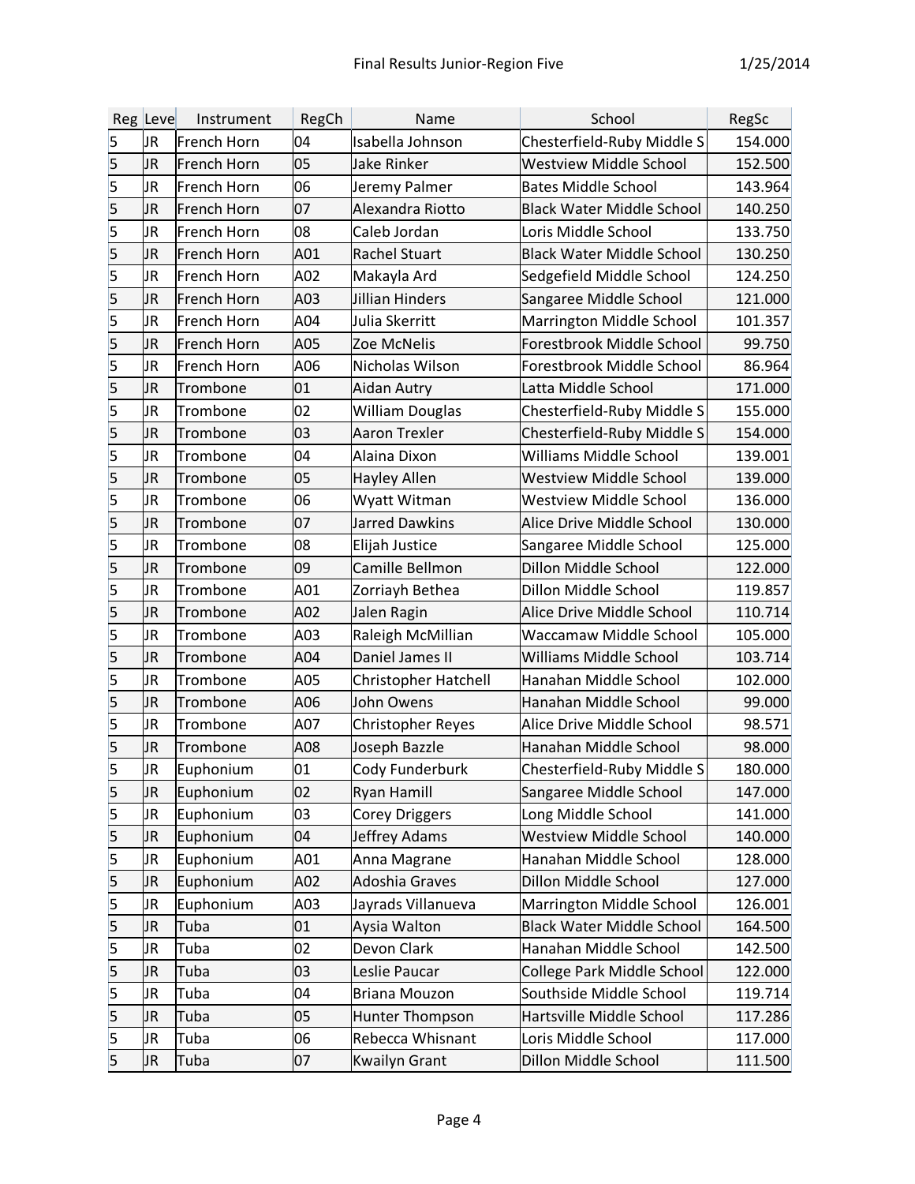| Reg | Leve | Instrument | RegCh | Name | School | RegSc |
|---|---|---|---|---|---|---|
| 5 | JR | French Horn | 04 | Isabella Johnson | Chesterfield-Ruby Middle S | 154.000 |
| 5 | JR | French Horn | 05 | Jake Rinker | Westview Middle School | 152.500 |
| 5 | JR | French Horn | 06 | Jeremy Palmer | Bates Middle School | 143.964 |
| 5 | JR | French Horn | 07 | Alexandra Riotto | Black Water Middle School | 140.250 |
| 5 | JR | French Horn | 08 | Caleb Jordan | Loris Middle School | 133.750 |
| 5 | JR | French Horn | A01 | Rachel Stuart | Black Water Middle School | 130.250 |
| 5 | JR | French Horn | A02 | Makayla Ard | Sedgefield Middle School | 124.250 |
| 5 | JR | French Horn | A03 | Jillian Hinders | Sangaree Middle School | 121.000 |
| 5 | JR | French Horn | A04 | Julia Skerritt | Marrington Middle School | 101.357 |
| 5 | JR | French Horn | A05 | Zoe McNelis | Forestbrook Middle School | 99.750 |
| 5 | JR | French Horn | A06 | Nicholas Wilson | Forestbrook Middle School | 86.964 |
| 5 | JR | Trombone | 01 | Aidan Autry | Latta Middle School | 171.000 |
| 5 | JR | Trombone | 02 | William Douglas | Chesterfield-Ruby Middle S | 155.000 |
| 5 | JR | Trombone | 03 | Aaron Trexler | Chesterfield-Ruby Middle S | 154.000 |
| 5 | JR | Trombone | 04 | Alaina Dixon | Williams Middle School | 139.001 |
| 5 | JR | Trombone | 05 | Hayley Allen | Westview Middle School | 139.000 |
| 5 | JR | Trombone | 06 | Wyatt Witman | Westview Middle School | 136.000 |
| 5 | JR | Trombone | 07 | Jarred Dawkins | Alice Drive Middle School | 130.000 |
| 5 | JR | Trombone | 08 | Elijah Justice | Sangaree Middle School | 125.000 |
| 5 | JR | Trombone | 09 | Camille Bellmon | Dillon Middle School | 122.000 |
| 5 | JR | Trombone | A01 | Zorriayh Bethea | Dillon Middle School | 119.857 |
| 5 | JR | Trombone | A02 | Jalen Ragin | Alice Drive Middle School | 110.714 |
| 5 | JR | Trombone | A03 | Raleigh McMillian | Waccamaw Middle School | 105.000 |
| 5 | JR | Trombone | A04 | Daniel James II | Williams Middle School | 103.714 |
| 5 | JR | Trombone | A05 | Christopher Hatchell | Hanahan Middle School | 102.000 |
| 5 | JR | Trombone | A06 | John Owens | Hanahan Middle School | 99.000 |
| 5 | JR | Trombone | A07 | Christopher Reyes | Alice Drive Middle School | 98.571 |
| 5 | JR | Trombone | A08 | Joseph Bazzle | Hanahan Middle School | 98.000 |
| 5 | JR | Euphonium | 01 | Cody Funderburk | Chesterfield-Ruby Middle S | 180.000 |
| 5 | JR | Euphonium | 02 | Ryan Hamill | Sangaree Middle School | 147.000 |
| 5 | JR | Euphonium | 03 | Corey Driggers | Long Middle School | 141.000 |
| 5 | JR | Euphonium | 04 | Jeffrey Adams | Westview Middle School | 140.000 |
| 5 | JR | Euphonium | A01 | Anna Magrane | Hanahan Middle School | 128.000 |
| 5 | JR | Euphonium | A02 | Adoshia Graves | Dillon Middle School | 127.000 |
| 5 | JR | Euphonium | A03 | Jayrads Villanueva | Marrington Middle School | 126.001 |
| 5 | JR | Tuba | 01 | Aysia Walton | Black Water Middle School | 164.500 |
| 5 | JR | Tuba | 02 | Devon Clark | Hanahan Middle School | 142.500 |
| 5 | JR | Tuba | 03 | Leslie Paucar | College Park Middle School | 122.000 |
| 5 | JR | Tuba | 04 | Briana Mouzon | Southside Middle School | 119.714 |
| 5 | JR | Tuba | 05 | Hunter Thompson | Hartsville Middle School | 117.286 |
| 5 | JR | Tuba | 06 | Rebecca Whisnant | Loris Middle School | 117.000 |
| 5 | JR | Tuba | 07 | Kwailyn Grant | Dillon Middle School | 111.500 |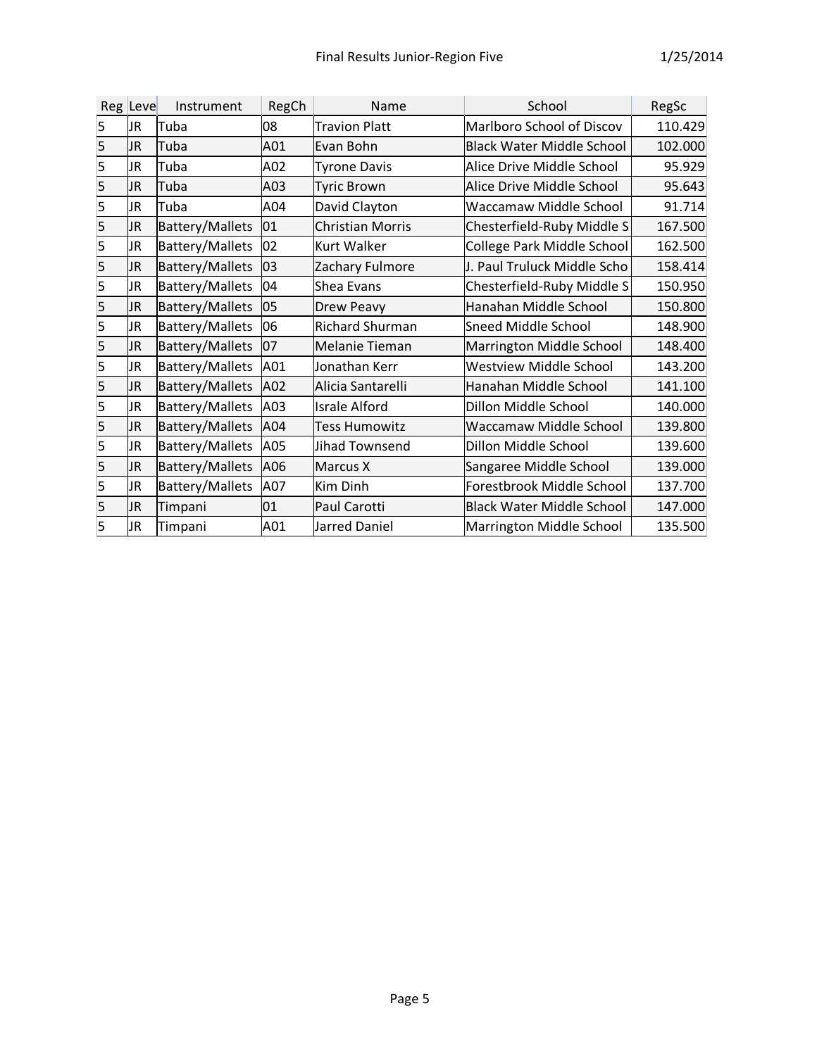| Reg | Leve | Instrument | RegCh | Name | School | RegSc |
|---|---|---|---|---|---|---|
| 5 | JR | Tuba | 08 | Travion Platt | Marlboro School of Discov | 110.429 |
| 5 | JR | Tuba | A01 | Evan Bohn | Black Water Middle School | 102.000 |
| 5 | JR | Tuba | A02 | Tyrone Davis | Alice Drive Middle School | 95.929 |
| 5 | JR | Tuba | A03 | Tyric Brown | Alice Drive Middle School | 95.643 |
| 5 | JR | Tuba | A04 | David Clayton | Waccamaw Middle School | 91.714 |
| 5 | JR | Battery/Mallets | 01 | Christian Morris | Chesterfield-Ruby Middle S | 167.500 |
| 5 | JR | Battery/Mallets | 02 | Kurt Walker | College Park Middle School | 162.500 |
| 5 | JR | Battery/Mallets | 03 | Zachary Fulmore | J. Paul Truluck Middle Scho | 158.414 |
| 5 | JR | Battery/Mallets | 04 | Shea Evans | Chesterfield-Ruby Middle S | 150.950 |
| 5 | JR | Battery/Mallets | 05 | Drew Peavy | Hanahan Middle School | 150.800 |
| 5 | JR | Battery/Mallets | 06 | Richard Shurman | Sneed Middle School | 148.900 |
| 5 | JR | Battery/Mallets | 07 | Melanie Tieman | Marrington Middle School | 148.400 |
| 5 | JR | Battery/Mallets | A01 | Jonathan Kerr | Westview Middle School | 143.200 |
| 5 | JR | Battery/Mallets | A02 | Alicia Santarelli | Hanahan Middle School | 141.100 |
| 5 | JR | Battery/Mallets | A03 | Israle Alford | Dillon Middle School | 140.000 |
| 5 | JR | Battery/Mallets | A04 | Tess Humowitz | Waccamaw Middle School | 139.800 |
| 5 | JR | Battery/Mallets | A05 | Jihad Townsend | Dillon Middle School | 139.600 |
| 5 | JR | Battery/Mallets | A06 | Marcus X | Sangaree Middle School | 139.000 |
| 5 | JR | Battery/Mallets | A07 | Kim Dinh | Forestbrook Middle School | 137.700 |
| 5 | JR | Timpani | 01 | Paul Carotti | Black Water Middle School | 147.000 |
| 5 | JR | Timpani | A01 | Jarred Daniel | Marrington Middle School | 135.500 |